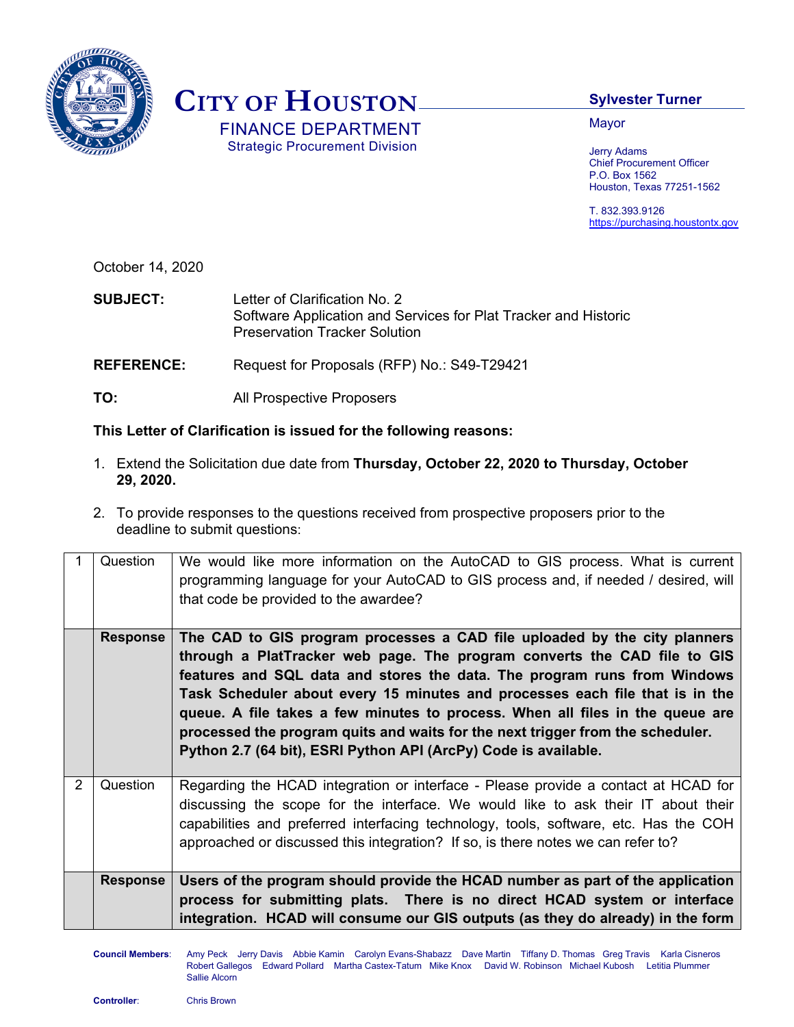# CITY OF HOUSTON

FINANCE DEPARTMENT
Strategic Procurement Division

**Sylvester Turner**
Mayor

Jerry Adams
Chief Procurement Officer
P.O. Box 1562
Houston, Texas 77251-1562

T. 832.393.9126
https://purchasing.houstontx.gov

October 14, 2020

**SUBJECT:** Letter of Clarification No. 2
Software Application and Services for Plat Tracker and Historic Preservation Tracker Solution

**REFERENCE:** Request for Proposals (RFP) No.: S49-T29421

**TO:** All Prospective Proposers

**This Letter of Clarification is issued for the following reasons:**

1. Extend the Solicitation due date from **Thursday, October 22, 2020 to Thursday, October 29, 2020.**

2. To provide responses to the questions received from prospective proposers prior to the deadline to submit questions:

| | | |
|---|---|---|
| 1 | Question | We would like more information on the AutoCAD to GIS process. What is current programming language for your AutoCAD to GIS process and, if needed / desired, will that code be provided to the awardee? |
| | **Response** | **The CAD to GIS program processes a CAD file uploaded by the city planners through a PlatTracker web page. The program converts the CAD file to GIS features and SQL data and stores the data. The program runs from Windows Task Scheduler about every 15 minutes and processes each file that is in the queue. A file takes a few minutes to process. When all files in the queue are processed the program quits and waits for the next trigger from the scheduler. Python 2.7 (64 bit), ESRI Python API (ArcPy) Code is available.** |
| 2 | Question | Regarding the HCAD integration or interface - Please provide a contact at HCAD for discussing the scope for the interface. We would like to ask their IT about their capabilities and preferred interfacing technology, tools, software, etc. Has the COH approached or discussed this integration? If so, is there notes we can refer to? |
| | **Response** | **Users of the program should provide the HCAD number as part of the application process for submitting plats. There is no direct HCAD system or interface integration. HCAD will consume our GIS outputs (as they do already) in the form** |

**Council Members**: Amy Peck Jerry Davis Abbie Kamin Carolyn Evans-Shabazz Dave Martin Tiffany D. Thomas Greg Travis Karla Cisneros Robert Gallegos Edward Pollard Martha Castex-Tatum Mike Knox David W. Robinson Michael Kubosh Letitia Plummer Sallie Alcorn

**Controller**: Chris Brown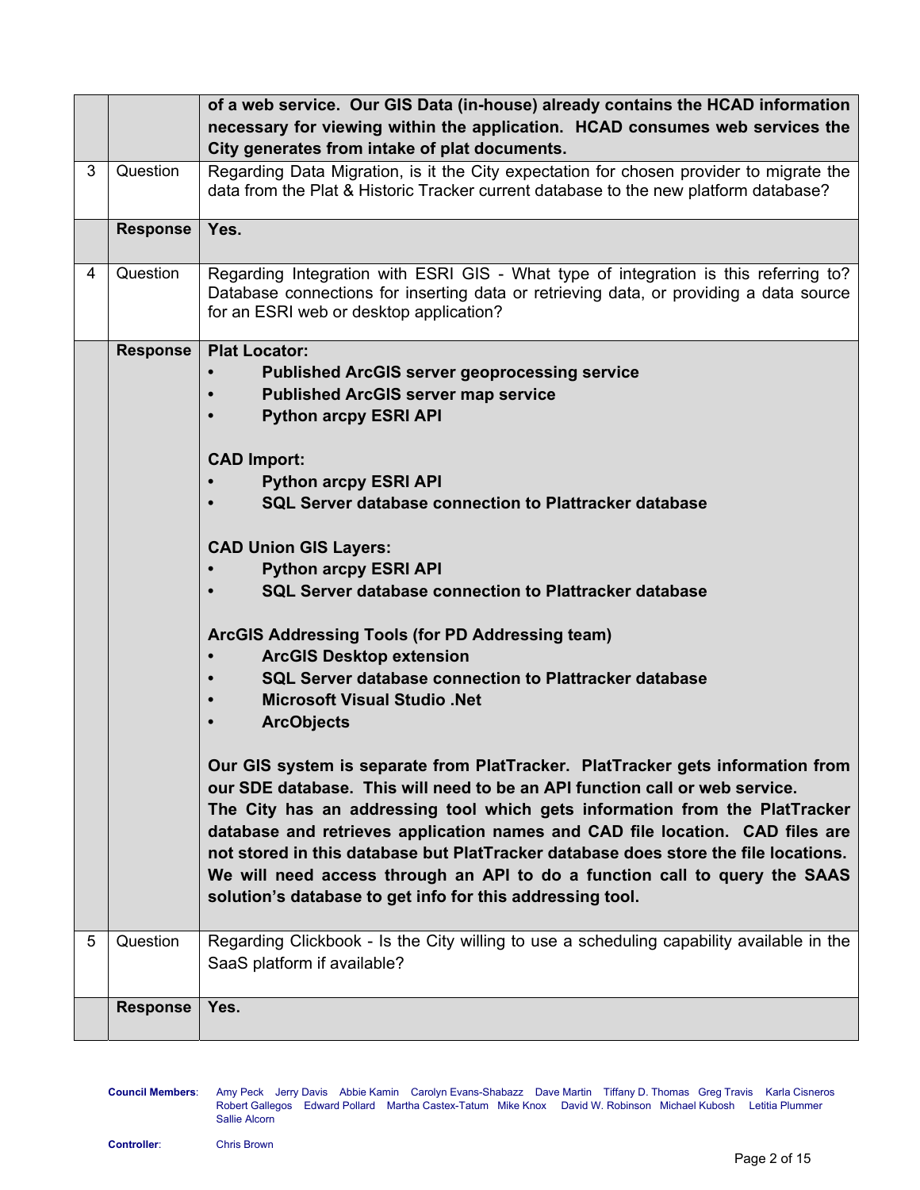| | | |
|---|---|---|
| | | **of a web service. Our GIS Data (in-house) already contains the HCAD information necessary for viewing within the application. HCAD consumes web services the City generates from intake of plat documents.** |
| 3 | Question | Regarding Data Migration, is it the City expectation for chosen provider to migrate the data from the Plat & Historic Tracker current database to the new platform database? |
| | **Response** | **Yes.** |
| 4 | Question | Regarding Integration with ESRI GIS - What type of integration is this referring to? Database connections for inserting data or retrieving data, or providing a data source for an ESRI web or desktop application? |
| | **Response** | **Plat Locator:**<br>• **Published ArcGIS server geoprocessing service**<br>• **Published ArcGIS server map service**<br>• **Python arcpy ESRI API**<br><br>**CAD Import:**<br>• **Python arcpy ESRI API**<br>• **SQL Server database connection to Plattracker database**<br><br>**CAD Union GIS Layers:**<br>• **Python arcpy ESRI API**<br>• **SQL Server database connection to Plattracker database**<br><br>**ArcGIS Addressing Tools (for PD Addressing team)**<br>• **ArcGIS Desktop extension**<br>• **SQL Server database connection to Plattracker database**<br>• **Microsoft Visual Studio .Net**<br>• **ArcObjects**<br><br>**Our GIS system is separate from PlatTracker. PlatTracker gets information from our SDE database. This will need to be an API function call or web service.**<br>**The City has an addressing tool which gets information from the PlatTracker database and retrieves application names and CAD file location. CAD files are not stored in this database but PlatTracker database does store the file locations. We will need access through an API to do a function call to query the SAAS solution's database to get info for this addressing tool.** |
| 5 | Question | Regarding Clickbook - Is the City willing to use a scheduling capability available in the SaaS platform if available? |
| | **Response** | **Yes.** |

**Council Members**: Amy Peck Jerry Davis Abbie Kamin Carolyn Evans-Shabazz Dave Martin Tiffany D. Thomas Greg Travis Karla Cisneros Robert Gallegos Edward Pollard Martha Castex-Tatum Mike Knox David W. Robinson Michael Kubosh Letitia Plummer Sallie Alcorn

**Controller**: Chris Brown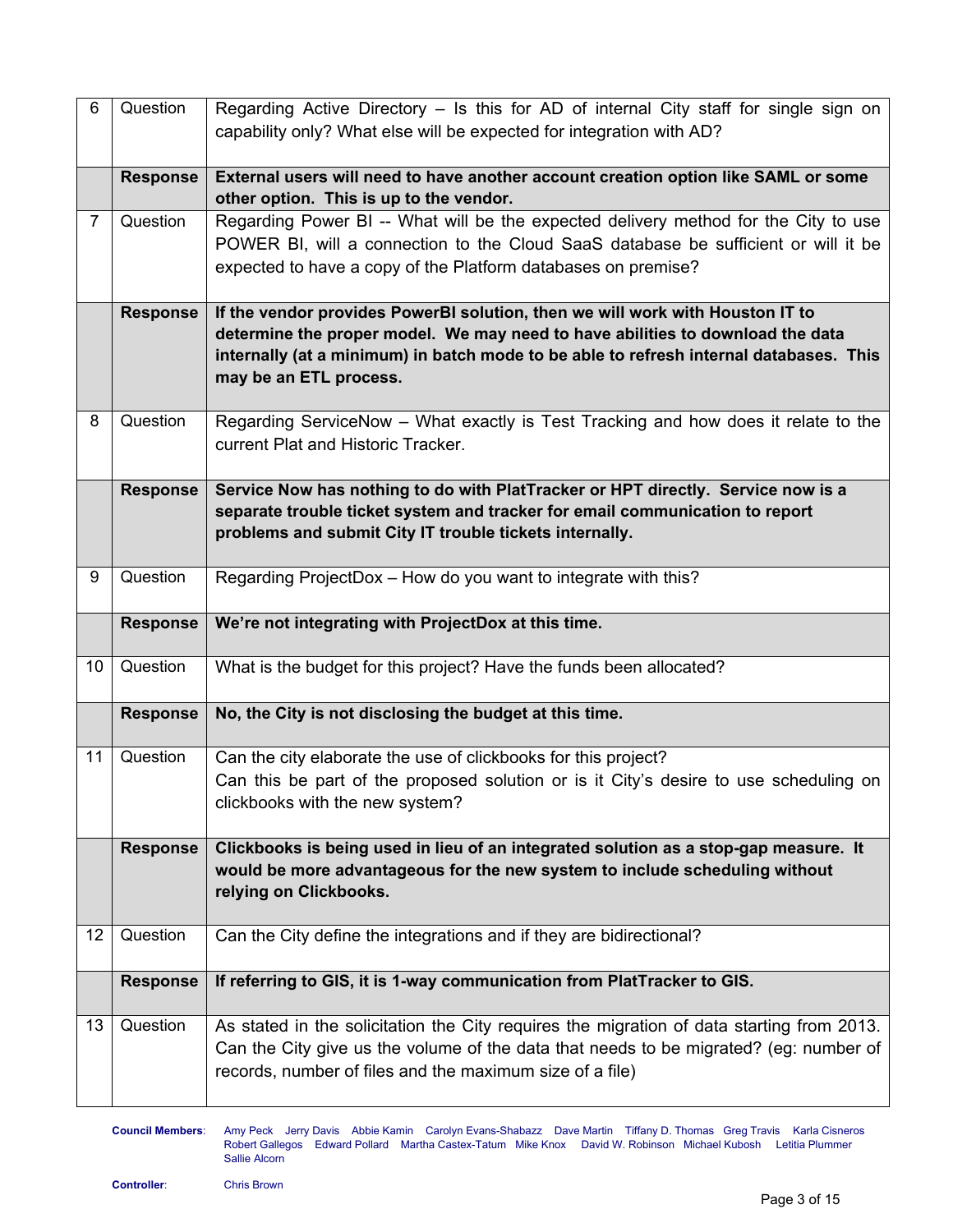| | | |
|---|---|---|
| 6 | Question | Regarding Active Directory – Is this for AD of internal City staff for single sign on capability only? What else will be expected for integration with AD? |
| | **Response** | **External users will need to have another account creation option like SAML or some other option. This is up to the vendor.** |
| 7 | Question | Regarding Power BI -- What will be the expected delivery method for the City to use POWER BI, will a connection to the Cloud SaaS database be sufficient or will it be expected to have a copy of the Platform databases on premise? |
| | **Response** | **If the vendor provides PowerBI solution, then we will work with Houston IT to determine the proper model. We may need to have abilities to download the data internally (at a minimum) in batch mode to be able to refresh internal databases. This may be an ETL process.** |
| 8 | Question | Regarding ServiceNow – What exactly is Test Tracking and how does it relate to the current Plat and Historic Tracker. |
| | **Response** | **Service Now has nothing to do with PlatTracker or HPT directly. Service now is a separate trouble ticket system and tracker for email communication to report problems and submit City IT trouble tickets internally.** |
| 9 | Question | Regarding ProjectDox – How do you want to integrate with this? |
| | **Response** | **We're not integrating with ProjectDox at this time.** |
| 10 | Question | What is the budget for this project? Have the funds been allocated? |
| | **Response** | **No, the City is not disclosing the budget at this time.** |
| 11 | Question | Can the city elaborate the use of clickbooks for this project? Can this be part of the proposed solution or is it City's desire to use scheduling on clickbooks with the new system? |
| | **Response** | **Clickbooks is being used in lieu of an integrated solution as a stop-gap measure. It would be more advantageous for the new system to include scheduling without relying on Clickbooks.** |
| 12 | Question | Can the City define the integrations and if they are bidirectional? |
| | **Response** | **If referring to GIS, it is 1-way communication from PlatTracker to GIS.** |
| 13 | Question | As stated in the solicitation the City requires the migration of data starting from 2013. Can the City give us the volume of the data that needs to be migrated? (eg: number of records, number of files and the maximum size of a file) |

**Council Members**: Amy Peck Jerry Davis Abbie Kamin Carolyn Evans-Shabazz Dave Martin Tiffany D. Thomas Greg Travis Karla Cisneros Robert Gallegos Edward Pollard Martha Castex-Tatum Mike Knox David W. Robinson Michael Kubosh Letitia Plummer Sallie Alcorn

**Controller**: Chris Brown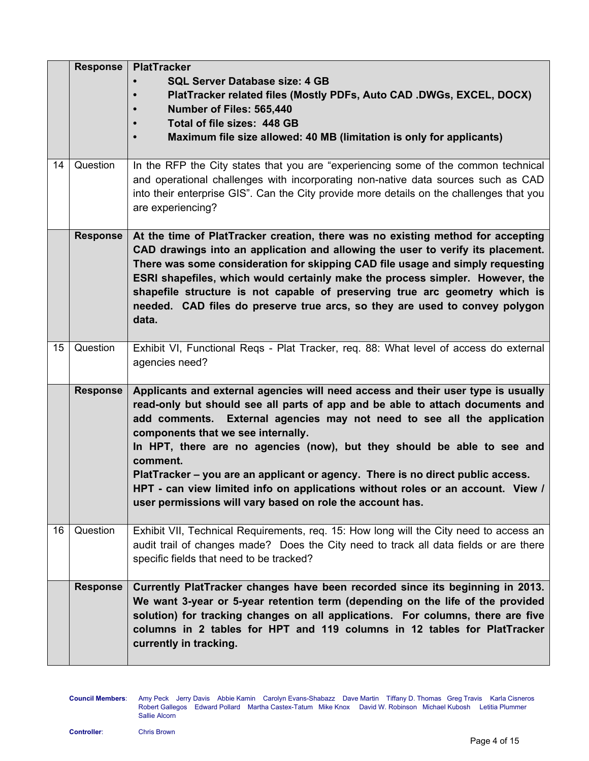| | | |
|---|---|---|
| | **Response** | **PlatTracker**<br>• **SQL Server Database size: 4 GB**<br>• **PlatTracker related files (Mostly PDFs, Auto CAD .DWGs, EXCEL, DOCX)**<br>• **Number of Files: 565,440**<br>• **Total of file sizes: 448 GB**<br>• **Maximum file size allowed: 40 MB (limitation is only for applicants)** |
| 14 | Question | In the RFP the City states that you are "experiencing some of the common technical and operational challenges with incorporating non-native data sources such as CAD into their enterprise GIS". Can the City provide more details on the challenges that you are experiencing? |
| | **Response** | **At the time of PlatTracker creation, there was no existing method for accepting CAD drawings into an application and allowing the user to verify its placement. There was some consideration for skipping CAD file usage and simply requesting ESRI shapefiles, which would certainly make the process simpler. However, the shapefile structure is not capable of preserving true arc geometry which is needed. CAD files do preserve true arcs, so they are used to convey polygon data.** |
| 15 | Question | Exhibit VI, Functional Reqs - Plat Tracker, req. 88: What level of access do external agencies need? |
| | **Response** | **Applicants and external agencies will need access and their user type is usually read-only but should see all parts of app and be able to attach documents and add comments. External agencies may not need to see all the application components that we see internally.**<br>**In HPT, there are no agencies (now), but they should be able to see and comment.**<br>**PlatTracker – you are an applicant or agency. There is no direct public access.**<br>**HPT - can view limited info on applications without roles or an account. View / user permissions will vary based on role the account has.** |
| 16 | Question | Exhibit VII, Technical Requirements, req. 15: How long will the City need to access an audit trail of changes made? Does the City need to track all data fields or are there specific fields that need to be tracked? |
| | **Response** | **Currently PlatTracker changes have been recorded since its beginning in 2013. We want 3-year or 5-year retention term (depending on the life of the provided solution) for tracking changes on all applications. For columns, there are five columns in 2 tables for HPT and 119 columns in 12 tables for PlatTracker currently in tracking.** |

**Council Members**: Amy Peck Jerry Davis Abbie Kamin Carolyn Evans-Shabazz Dave Martin Tiffany D. Thomas Greg Travis Karla Cisneros Robert Gallegos Edward Pollard Martha Castex-Tatum Mike Knox David W. Robinson Michael Kubosh Letitia Plummer Sallie Alcorn

**Controller**: Chris Brown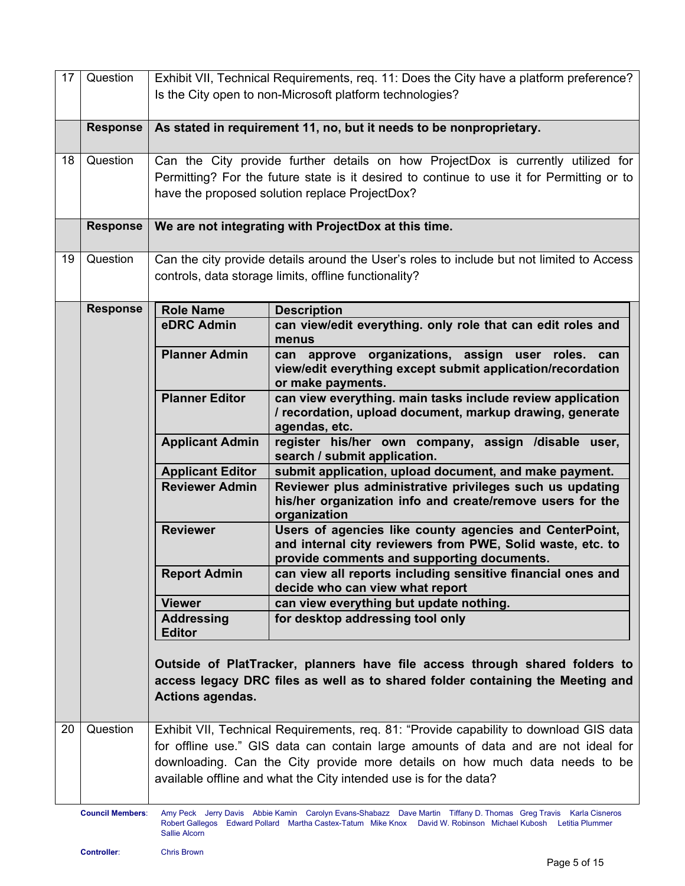| # | Type | Content |
|---|---|---|
| 17 | Question | Exhibit VII, Technical Requirements, req. 11: Does the City have a platform preference? Is the City open to non-Microsoft platform technologies? |
| | **Response** | **As stated in requirement 11, no, but it needs to be nonproprietary.** |
| 18 | Question | Can the City provide further details on how ProjectDox is currently utilized for Permitting? For the future state is it desired to continue to use it for Permitting or to have the proposed solution replace ProjectDox? |
| | **Response** | **We are not integrating with ProjectDox at this time.** |
| 19 | Question | Can the city provide details around the User's roles to include but not limited to Access controls, data storage limits, offline functionality? |
| | **Response** | See role table below. |

| Role Name | Description |
|---|---|
| **eDRC Admin** | **can view/edit everything. only role that can edit roles and menus** |
| **Planner Admin** | **can approve organizations, assign user roles. can view/edit everything except submit application/recordation or make payments.** |
| **Planner Editor** | **can view everything. main tasks include review application / recordation, upload document, markup drawing, generate agendas, etc.** |
| **Applicant Admin** | **register his/her own company, assign /disable user, search / submit application.** |
| **Applicant Editor** | **submit application, upload document, and make payment.** |
| **Reviewer Admin** | **Reviewer plus administrative privileges such us updating his/her organization info and create/remove users for the organization** |
| **Reviewer** | **Users of agencies like county agencies and CenterPoint, and internal city reviewers from PWE, Solid waste, etc. to provide comments and supporting documents.** |
| **Report Admin** | **can view all reports including sensitive financial ones and decide who can view what report** |
| **Viewer** | **can view everything but update nothing.** |
| **Addressing Editor** | **for desktop addressing tool only** |

**Outside of PlatTracker, planners have file access through shared folders to access legacy DRC files as well as to shared folder containing the Meeting and Actions agendas.**

| # | Type | Content |
|---|---|---|
| 20 | Question | Exhibit VII, Technical Requirements, req. 81: "Provide capability to download GIS data for offline use." GIS data can contain large amounts of data and are not ideal for downloading. Can the City provide more details on how much data needs to be available offline and what the City intended use is for the data? |

**Council Members**: Amy Peck Jerry Davis Abbie Kamin Carolyn Evans-Shabazz Dave Martin Tiffany D. Thomas Greg Travis Karla Cisneros Robert Gallegos Edward Pollard Martha Castex-Tatum Mike Knox David W. Robinson Michael Kubosh Letitia Plummer Sallie Alcorn

**Controller**: Chris Brown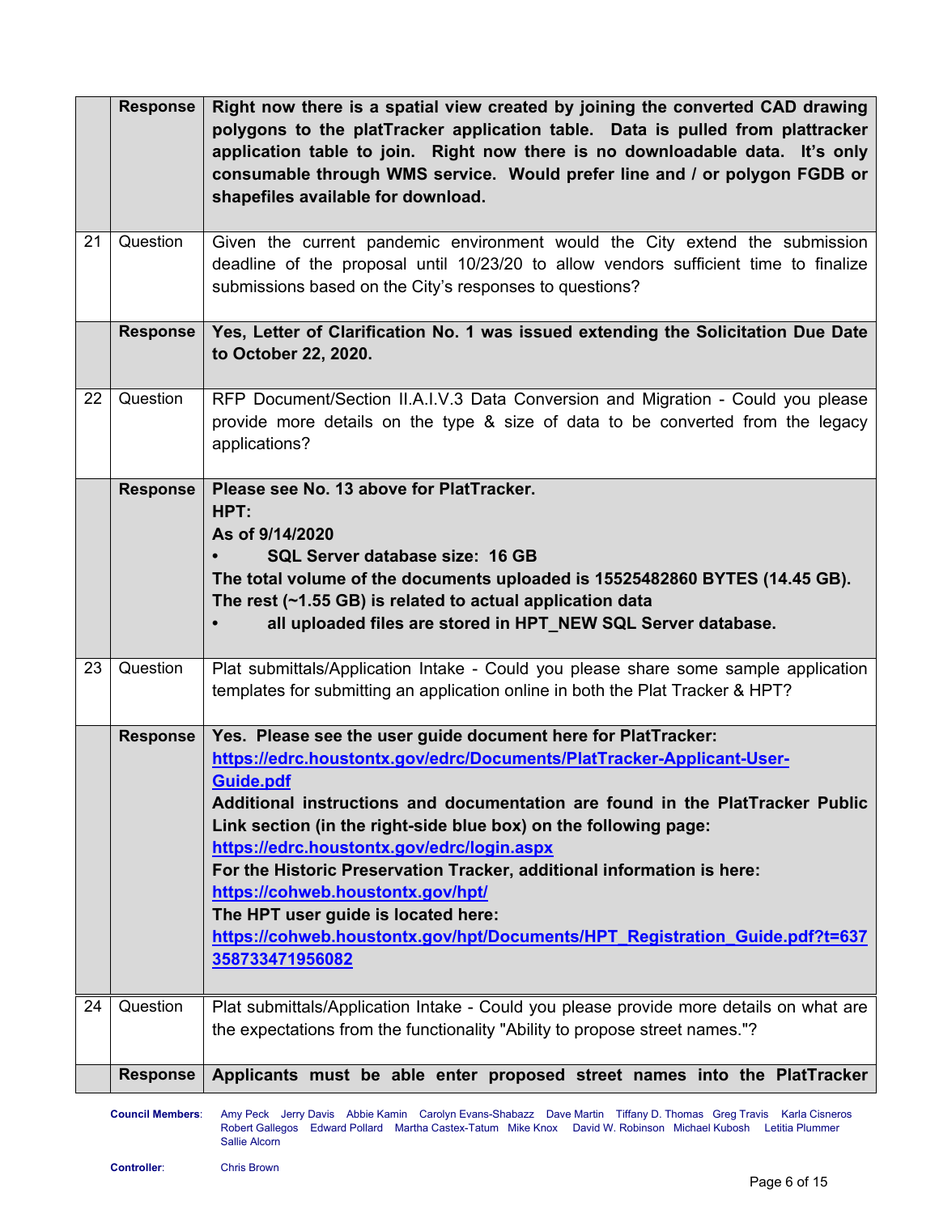| | | |
|---|---|---|
| | **Response** | **Right now there is a spatial view created by joining the converted CAD drawing polygons to the platTracker application table. Data is pulled from plattracker application table to join. Right now there is no downloadable data. It's only consumable through WMS service. Would prefer line and / or polygon FGDB or shapefiles available for download.** |
| 21 | Question | Given the current pandemic environment would the City extend the submission deadline of the proposal until 10/23/20 to allow vendors sufficient time to finalize submissions based on the City's responses to questions? |
| | **Response** | **Yes, Letter of Clarification No. 1 was issued extending the Solicitation Due Date to October 22, 2020.** |
| 22 | Question | RFP Document/Section II.A.I.V.3 Data Conversion and Migration - Could you please provide more details on the type & size of data to be converted from the legacy applications? |
| | **Response** | **Please see No. 13 above for PlatTracker.**<br>**HPT:**<br>**As of 9/14/2020**<br>**• SQL Server database size: 16 GB**<br>**The total volume of the documents uploaded is 15525482860 BYTES (14.45 GB). The rest (~1.55 GB) is related to actual application data**<br>**• all uploaded files are stored in HPT_NEW SQL Server database.** |
| 23 | Question | Plat submittals/Application Intake - Could you please share some sample application templates for submitting an application online in both the Plat Tracker & HPT? |
| | **Response** | **Yes. Please see the user guide document here for PlatTracker:**<br>**https://edrc.houstontx.gov/edrc/Documents/PlatTracker-Applicant-User-Guide.pdf**<br>**Additional instructions and documentation are found in the PlatTracker Public Link section (in the right-side blue box) on the following page:**<br>**https://edrc.houstontx.gov/edrc/login.aspx**<br>**For the Historic Preservation Tracker, additional information is here:**<br>**https://cohweb.houstontx.gov/hpt/**<br>**The HPT user guide is located here:**<br>**https://cohweb.houstontx.gov/hpt/Documents/HPT_Registration_Guide.pdf?t=637358733471956082** |
| 24 | Question | Plat submittals/Application Intake - Could you please provide more details on what are the expectations from the functionality "Ability to propose street names."? |
| | **Response** | **Applicants must be able enter proposed street names into the PlatTracker** |

**Council Members**: Amy Peck Jerry Davis Abbie Kamin Carolyn Evans-Shabazz Dave Martin Tiffany D. Thomas Greg Travis Karla Cisneros Robert Gallegos Edward Pollard Martha Castex-Tatum Mike Knox David W. Robinson Michael Kubosh Letitia Plummer Sallie Alcorn

**Controller**: Chris Brown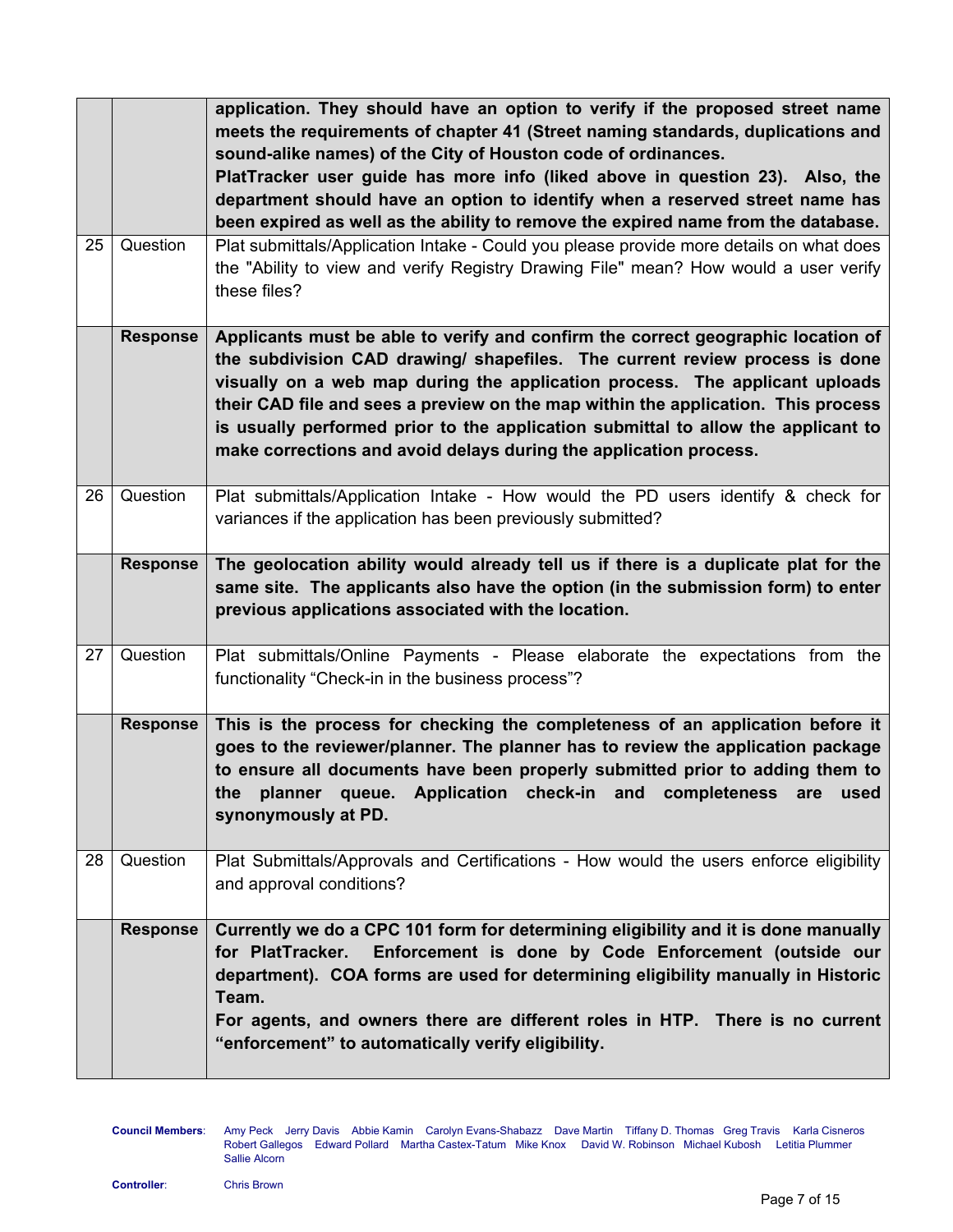| | | |
|---|---|---|
| | | **application. They should have an option to verify if the proposed street name meets the requirements of chapter 41 (Street naming standards, duplications and sound-alike names) of the City of Houston code of ordinances. PlatTracker user guide has more info (liked above in question 23). Also, the department should have an option to identify when a reserved street name has been expired as well as the ability to remove the expired name from the database.** |
| 25 | Question | Plat submittals/Application Intake - Could you please provide more details on what does the "Ability to view and verify Registry Drawing File" mean? How would a user verify these files? |
| | **Response** | **Applicants must be able to verify and confirm the correct geographic location of the subdivision CAD drawing/ shapefiles. The current review process is done visually on a web map during the application process. The applicant uploads their CAD file and sees a preview on the map within the application. This process is usually performed prior to the application submittal to allow the applicant to make corrections and avoid delays during the application process.** |
| 26 | Question | Plat submittals/Application Intake - How would the PD users identify & check for variances if the application has been previously submitted? |
| | **Response** | **The geolocation ability would already tell us if there is a duplicate plat for the same site. The applicants also have the option (in the submission form) to enter previous applications associated with the location.** |
| 27 | Question | Plat submittals/Online Payments - Please elaborate the expectations from the functionality "Check-in in the business process"? |
| | **Response** | **This is the process for checking the completeness of an application before it goes to the reviewer/planner. The planner has to review the application package to ensure all documents have been properly submitted prior to adding them to the planner queue. Application check-in and completeness are used synonymously at PD.** |
| 28 | Question | Plat Submittals/Approvals and Certifications - How would the users enforce eligibility and approval conditions? |
| | **Response** | **Currently we do a CPC 101 form for determining eligibility and it is done manually for PlatTracker. Enforcement is done by Code Enforcement (outside our department). COA forms are used for determining eligibility manually in Historic Team. For agents, and owners there are different roles in HTP. There is no current "enforcement" to automatically verify eligibility.** |

**Council Members**: Amy Peck Jerry Davis Abbie Kamin Carolyn Evans-Shabazz Dave Martin Tiffany D. Thomas Greg Travis Karla Cisneros Robert Gallegos Edward Pollard Martha Castex-Tatum Mike Knox David W. Robinson Michael Kubosh Letitia Plummer Sallie Alcorn

**Controller**: Chris Brown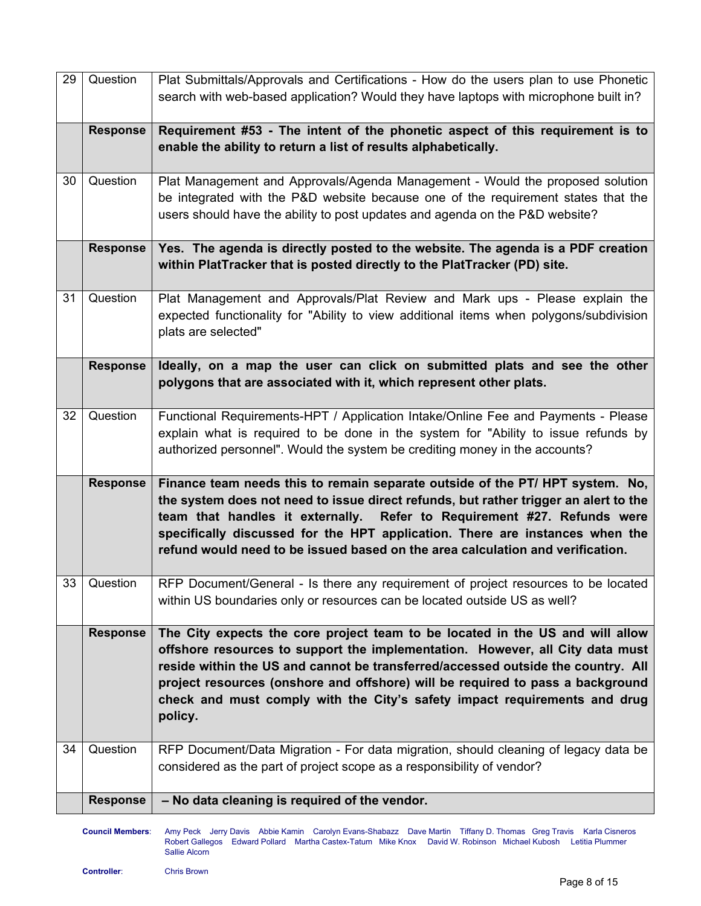| | | |
|---|---|---|
| 29 | Question | Plat Submittals/Approvals and Certifications - How do the users plan to use Phonetic search with web-based application? Would they have laptops with microphone built in? |
| | **Response** | **Requirement #53 - The intent of the phonetic aspect of this requirement is to enable the ability to return a list of results alphabetically.** |
| 30 | Question | Plat Management and Approvals/Agenda Management - Would the proposed solution be integrated with the P&D website because one of the requirement states that the users should have the ability to post updates and agenda on the P&D website? |
| | **Response** | **Yes. The agenda is directly posted to the website. The agenda is a PDF creation within PlatTracker that is posted directly to the PlatTracker (PD) site.** |
| 31 | Question | Plat Management and Approvals/Plat Review and Mark ups - Please explain the expected functionality for "Ability to view additional items when polygons/subdivision plats are selected" |
| | **Response** | **Ideally, on a map the user can click on submitted plats and see the other polygons that are associated with it, which represent other plats.** |
| 32 | Question | Functional Requirements-HPT / Application Intake/Online Fee and Payments - Please explain what is required to be done in the system for "Ability to issue refunds by authorized personnel". Would the system be crediting money in the accounts? |
| | **Response** | **Finance team needs this to remain separate outside of the PT/ HPT system. No, the system does not need to issue direct refunds, but rather trigger an alert to the team that handles it externally. Refer to Requirement #27. Refunds were specifically discussed for the HPT application. There are instances when the refund would need to be issued based on the area calculation and verification.** |
| 33 | Question | RFP Document/General - Is there any requirement of project resources to be located within US boundaries only or resources can be located outside US as well? |
| | **Response** | **The City expects the core project team to be located in the US and will allow offshore resources to support the implementation. However, all City data must reside within the US and cannot be transferred/accessed outside the country. All project resources (onshore and offshore) will be required to pass a background check and must comply with the City's safety impact requirements and drug policy.** |
| 34 | Question | RFP Document/Data Migration - For data migration, should cleaning of legacy data be considered as the part of project scope as a responsibility of vendor? |
| | **Response** | **– No data cleaning is required of the vendor.** |

**Council Members**: Amy Peck Jerry Davis Abbie Kamin Carolyn Evans-Shabazz Dave Martin Tiffany D. Thomas Greg Travis Karla Cisneros Robert Gallegos Edward Pollard Martha Castex-Tatum Mike Knox David W. Robinson Michael Kubosh Letitia Plummer Sallie Alcorn

**Controller**: Chris Brown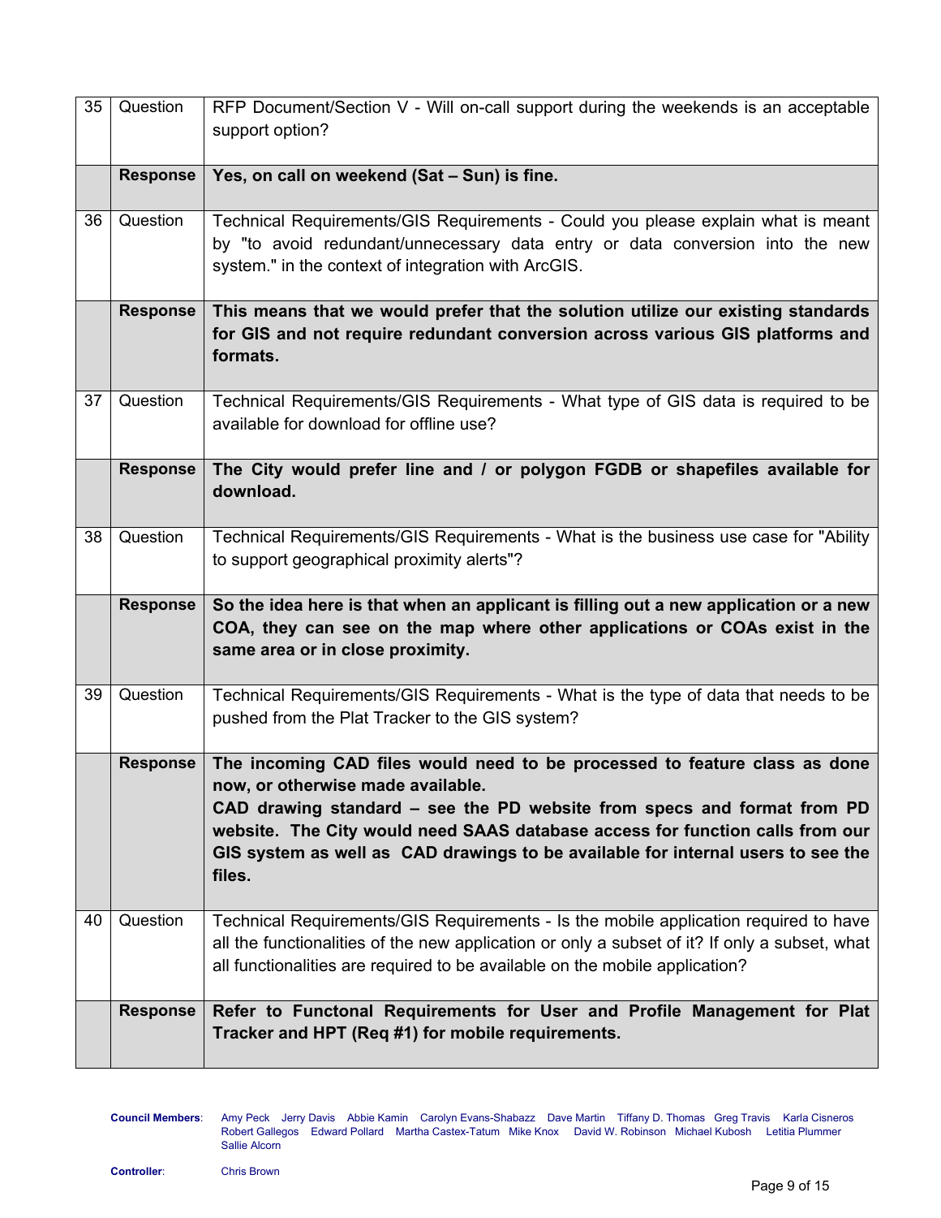| | | |
|---|---|---|
| 35 | Question | RFP Document/Section V - Will on-call support during the weekends is an acceptable support option? |
| | **Response** | **Yes, on call on weekend (Sat – Sun) is fine.** |
| 36 | Question | Technical Requirements/GIS Requirements - Could you please explain what is meant by "to avoid redundant/unnecessary data entry or data conversion into the new system." in the context of integration with ArcGIS. |
| | **Response** | **This means that we would prefer that the solution utilize our existing standards for GIS and not require redundant conversion across various GIS platforms and formats.** |
| 37 | Question | Technical Requirements/GIS Requirements - What type of GIS data is required to be available for download for offline use? |
| | **Response** | **The City would prefer line and / or polygon FGDB or shapefiles available for download.** |
| 38 | Question | Technical Requirements/GIS Requirements - What is the business use case for "Ability to support geographical proximity alerts"? |
| | **Response** | **So the idea here is that when an applicant is filling out a new application or a new COA, they can see on the map where other applications or COAs exist in the same area or in close proximity.** |
| 39 | Question | Technical Requirements/GIS Requirements - What is the type of data that needs to be pushed from the Plat Tracker to the GIS system? |
| | **Response** | **The incoming CAD files would need to be processed to feature class as done now, or otherwise made available.**<br>**CAD drawing standard – see the PD website from specs and format from PD website. The City would need SAAS database access for function calls from our GIS system as well as CAD drawings to be available for internal users to see the files.** |
| 40 | Question | Technical Requirements/GIS Requirements - Is the mobile application required to have all the functionalities of the new application or only a subset of it? If only a subset, what all functionalities are required to be available on the mobile application? |
| | **Response** | **Refer to Functonal Requirements for User and Profile Management for Plat Tracker and HPT (Req #1) for mobile requirements.** |

**Council Members**: Amy Peck Jerry Davis Abbie Kamin Carolyn Evans-Shabazz Dave Martin Tiffany D. Thomas Greg Travis Karla Cisneros Robert Gallegos Edward Pollard Martha Castex-Tatum Mike Knox David W. Robinson Michael Kubosh Letitia Plummer Sallie Alcorn

**Controller**: Chris Brown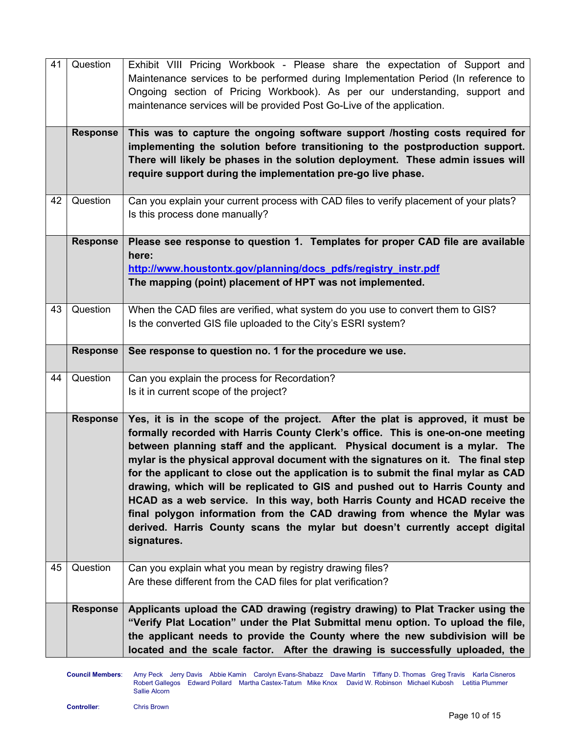| | | |
|---|---|---|
| 41 | Question | Exhibit VIII Pricing Workbook - Please share the expectation of Support and Maintenance services to be performed during Implementation Period (In reference to Ongoing section of Pricing Workbook). As per our understanding, support and maintenance services will be provided Post Go-Live of the application. |
| | **Response** | **This was to capture the ongoing software support /hosting costs required for implementing the solution before transitioning to the postproduction support. There will likely be phases in the solution deployment. These admin issues will require support during the implementation pre-go live phase.** |
| 42 | Question | Can you explain your current process with CAD files to verify placement of your plats? Is this process done manually? |
| | **Response** | **Please see response to question 1. Templates for proper CAD file are available here: [http://www.houstontx.gov/planning/docs_pdfs/registry_instr.pdf](http://www.houstontx.gov/planning/docs_pdfs/registry_instr.pdf) The mapping (point) placement of HPT was not implemented.** |
| 43 | Question | When the CAD files are verified, what system do you use to convert them to GIS? Is the converted GIS file uploaded to the City's ESRI system? |
| | **Response** | **See response to question no. 1 for the procedure we use.** |
| 44 | Question | Can you explain the process for Recordation? Is it in current scope of the project? |
| | **Response** | **Yes, it is in the scope of the project. After the plat is approved, it must be formally recorded with Harris County Clerk's office. This is one-on-one meeting between planning staff and the applicant. Physical document is a mylar. The mylar is the physical approval document with the signatures on it. The final step for the applicant to close out the application is to submit the final mylar as CAD drawing, which will be replicated to GIS and pushed out to Harris County and HCAD as a web service. In this way, both Harris County and HCAD receive the final polygon information from the CAD drawing from whence the Mylar was derived. Harris County scans the mylar but doesn't currently accept digital signatures.** |
| 45 | Question | Can you explain what you mean by registry drawing files? Are these different from the CAD files for plat verification? |
| | **Response** | **Applicants upload the CAD drawing (registry drawing) to Plat Tracker using the "Verify Plat Location" under the Plat Submittal menu option. To upload the file, the applicant needs to provide the County where the new subdivision will be located and the scale factor. After the drawing is successfully uploaded, the** |

**Council Members**: Amy Peck Jerry Davis Abbie Kamin Carolyn Evans-Shabazz Dave Martin Tiffany D. Thomas Greg Travis Karla Cisneros Robert Gallegos Edward Pollard Martha Castex-Tatum Mike Knox David W. Robinson Michael Kubosh Letitia Plummer Sallie Alcorn

**Controller**: Chris Brown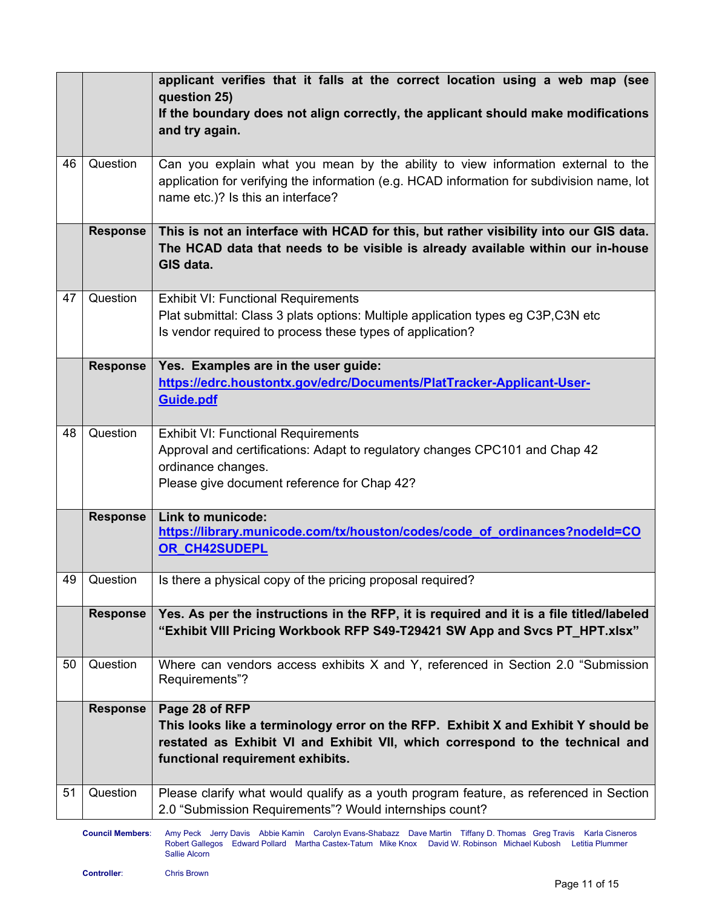| | | |
|---|---|---|
| | | **applicant verifies that it falls at the correct location using a web map (see question 25)**<br>**If the boundary does not align correctly, the applicant should make modifications and try again.** |
| 46 | Question | Can you explain what you mean by the ability to view information external to the application for verifying the information (e.g. HCAD information for subdivision name, lot name etc.)? Is this an interface? |
| | **Response** | **This is not an interface with HCAD for this, but rather visibility into our GIS data. The HCAD data that needs to be visible is already available within our in-house GIS data.** |
| 47 | Question | Exhibit VI: Functional Requirements<br>Plat submittal: Class 3 plats options: Multiple application types eg C3P,C3N etc<br>Is vendor required to process these types of application? |
| | **Response** | **Yes. Examples are in the user guide:**<br>**[https://edrc.houstontx.gov/edrc/Documents/PlatTracker-Applicant-User-Guide.pdf](https://edrc.houstontx.gov/edrc/Documents/PlatTracker-Applicant-User-Guide.pdf)** |
| 48 | Question | Exhibit VI: Functional Requirements<br>Approval and certifications: Adapt to regulatory changes CPC101 and Chap 42 ordinance changes.<br>Please give document reference for Chap 42? |
| | **Response** | **Link to municode:**<br>**[https://library.municode.com/tx/houston/codes/code_of_ordinances?nodeId=COOR_CH42SUDEPL](https://library.municode.com/tx/houston/codes/code_of_ordinances?nodeId=COOR_CH42SUDEPL)** |
| 49 | Question | Is there a physical copy of the pricing proposal required? |
| | **Response** | **Yes. As per the instructions in the RFP, it is required and it is a file titled/labeled "Exhibit VIII Pricing Workbook RFP S49-T29421 SW App and Svcs PT_HPT.xlsx"** |
| 50 | Question | Where can vendors access exhibits X and Y, referenced in Section 2.0 "Submission Requirements"? |
| | **Response** | **Page 28 of RFP**<br>**This looks like a terminology error on the RFP. Exhibit X and Exhibit Y should be restated as Exhibit VI and Exhibit VII, which correspond to the technical and functional requirement exhibits.** |
| 51 | Question | Please clarify what would qualify as a youth program feature, as referenced in Section 2.0 "Submission Requirements"? Would internships count? |

**Council Members**: Amy Peck Jerry Davis Abbie Kamin Carolyn Evans-Shabazz Dave Martin Tiffany D. Thomas Greg Travis Karla Cisneros Robert Gallegos Edward Pollard Martha Castex-Tatum Mike Knox David W. Robinson Michael Kubosh Letitia Plummer Sallie Alcorn

**Controller**: Chris Brown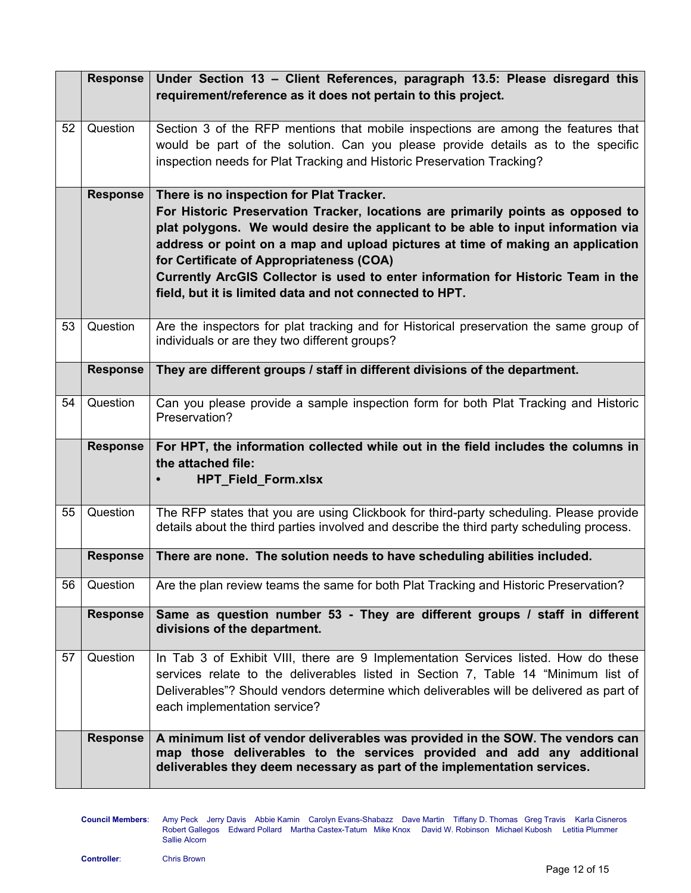| | | |
|---|---|---|
| | **Response** | **Under Section 13 – Client References, paragraph 13.5: Please disregard this requirement/reference as it does not pertain to this project.** |
| 52 | Question | Section 3 of the RFP mentions that mobile inspections are among the features that would be part of the solution. Can you please provide details as to the specific inspection needs for Plat Tracking and Historic Preservation Tracking? |
| | **Response** | **There is no inspection for Plat Tracker.**<br>**For Historic Preservation Tracker, locations are primarily points as opposed to plat polygons. We would desire the applicant to be able to input information via address or point on a map and upload pictures at time of making an application for Certificate of Appropriateness (COA)**<br>**Currently ArcGIS Collector is used to enter information for Historic Team in the field, but it is limited data and not connected to HPT.** |
| 53 | Question | Are the inspectors for plat tracking and for Historical preservation the same group of individuals or are they two different groups? |
| | **Response** | **They are different groups / staff in different divisions of the department.** |
| 54 | Question | Can you please provide a sample inspection form for both Plat Tracking and Historic Preservation? |
| | **Response** | **For HPT, the information collected while out in the field includes the columns in the attached file:**<br>• **HPT_Field_Form.xlsx** |
| 55 | Question | The RFP states that you are using Clickbook for third-party scheduling. Please provide details about the third parties involved and describe the third party scheduling process. |
| | **Response** | **There are none. The solution needs to have scheduling abilities included.** |
| 56 | Question | Are the plan review teams the same for both Plat Tracking and Historic Preservation? |
| | **Response** | **Same as question number 53 - They are different groups / staff in different divisions of the department.** |
| 57 | Question | In Tab 3 of Exhibit VIII, there are 9 Implementation Services listed. How do these services relate to the deliverables listed in Section 7, Table 14 "Minimum list of Deliverables"? Should vendors determine which deliverables will be delivered as part of each implementation service? |
| | **Response** | **A minimum list of vendor deliverables was provided in the SOW. The vendors can map those deliverables to the services provided and add any additional deliverables they deem necessary as part of the implementation services.** |

**Council Members**: Amy Peck Jerry Davis Abbie Kamin Carolyn Evans-Shabazz Dave Martin Tiffany D. Thomas Greg Travis Karla Cisneros Robert Gallegos Edward Pollard Martha Castex-Tatum Mike Knox David W. Robinson Michael Kubosh Letitia Plummer Sallie Alcorn

**Controller**: Chris Brown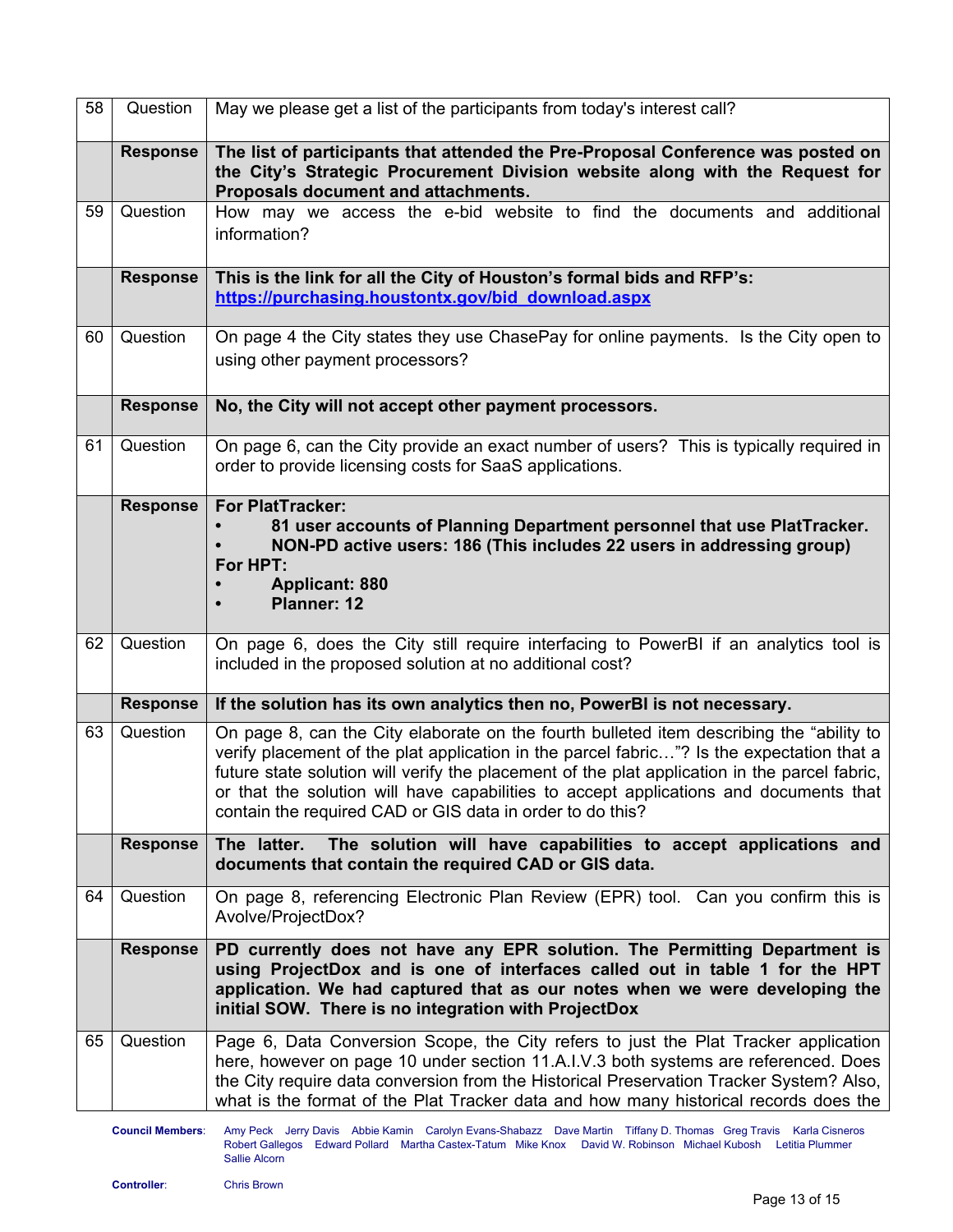| | | |
|---|---|---|
| 58 | Question | May we please get a list of the participants from today's interest call? |
| | **Response** | **The list of participants that attended the Pre-Proposal Conference was posted on the City's Strategic Procurement Division website along with the Request for Proposals document and attachments.** |
| 59 | Question | How may we access the e-bid website to find the documents and additional information? |
| | **Response** | **This is the link for all the City of Houston's formal bids and RFP's: [https://purchasing.houstontx.gov/bid_download.aspx](https://purchasing.houstontx.gov/bid_download.aspx)** |
| 60 | Question | On page 4 the City states they use ChasePay for online payments. Is the City open to using other payment processors? |
| | **Response** | **No, the City will not accept other payment processors.** |
| 61 | Question | On page 6, can the City provide an exact number of users? This is typically required in order to provide licensing costs for SaaS applications. |
| | **Response** | **For PlatTracker:**<br>• **81 user accounts of Planning Department personnel that use PlatTracker.**<br>• **NON-PD active users: 186 (This includes 22 users in addressing group)**<br>**For HPT:**<br>• **Applicant: 880**<br>• **Planner: 12** |
| 62 | Question | On page 6, does the City still require interfacing to PowerBI if an analytics tool is included in the proposed solution at no additional cost? |
| | **Response** | **If the solution has its own analytics then no, PowerBI is not necessary.** |
| 63 | Question | On page 8, can the City elaborate on the fourth bulleted item describing the "ability to verify placement of the plat application in the parcel fabric…"? Is the expectation that a future state solution will verify the placement of the plat application in the parcel fabric, or that the solution will have capabilities to accept applications and documents that contain the required CAD or GIS data in order to do this? |
| | **Response** | **The latter. The solution will have capabilities to accept applications and documents that contain the required CAD or GIS data.** |
| 64 | Question | On page 8, referencing Electronic Plan Review (EPR) tool. Can you confirm this is Avolve/ProjectDox? |
| | **Response** | **PD currently does not have any EPR solution. The Permitting Department is using ProjectDox and is one of interfaces called out in table 1 for the HPT application. We had captured that as our notes when we were developing the initial SOW. There is no integration with ProjectDox** |
| 65 | Question | Page 6, Data Conversion Scope, the City refers to just the Plat Tracker application here, however on page 10 under section 11.A.I.V.3 both systems are referenced. Does the City require data conversion from the Historical Preservation Tracker System? Also, what is the format of the Plat Tracker data and how many historical records does the |

**Council Members**: Amy Peck Jerry Davis Abbie Kamin Carolyn Evans-Shabazz Dave Martin Tiffany D. Thomas Greg Travis Karla Cisneros Robert Gallegos Edward Pollard Martha Castex-Tatum Mike Knox David W. Robinson Michael Kubosh Letitia Plummer Sallie Alcorn

**Controller**: Chris Brown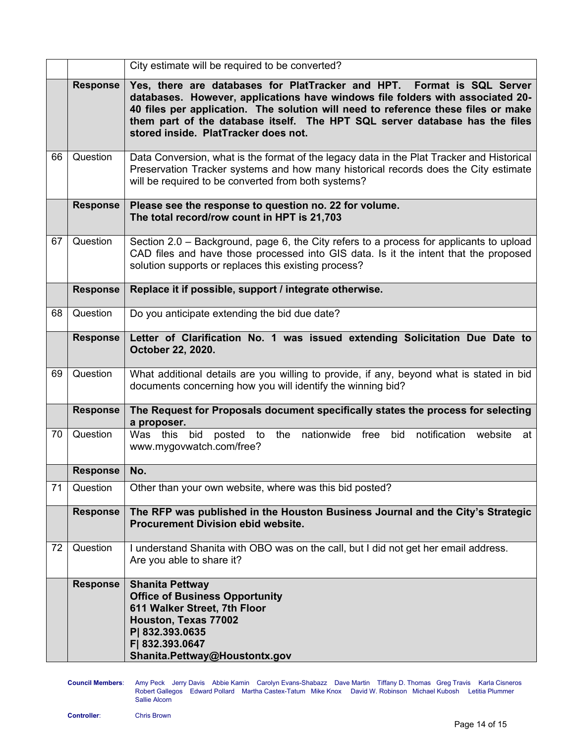| | | |
|---|---|---|
| | | City estimate will be required to be converted? |
| | **Response** | **Yes, there are databases for PlatTracker and HPT. Format is SQL Server databases. However, applications have windows file folders with associated 20-40 files per application. The solution will need to reference these files or make them part of the database itself. The HPT SQL server database has the files stored inside. PlatTracker does not.** |
| 66 | Question | Data Conversion, what is the format of the legacy data in the Plat Tracker and Historical Preservation Tracker systems and how many historical records does the City estimate will be required to be converted from both systems? |
| | **Response** | **Please see the response to question no. 22 for volume.<br>The total record/row count in HPT is 21,703** |
| 67 | Question | Section 2.0 – Background, page 6, the City refers to a process for applicants to upload CAD files and have those processed into GIS data. Is it the intent that the proposed solution supports or replaces this existing process? |
| | **Response** | **Replace it if possible, support / integrate otherwise.** |
| 68 | Question | Do you anticipate extending the bid due date? |
| | **Response** | **Letter of Clarification No. 1 was issued extending Solicitation Due Date to October 22, 2020.** |
| 69 | Question | What additional details are you willing to provide, if any, beyond what is stated in bid documents concerning how you will identify the winning bid? |
| | **Response** | **The Request for Proposals document specifically states the process for selecting a proposer.** |
| 70 | Question | Was this bid posted to the nationwide free bid notification website at www.mygovwatch.com/free? |
| | **Response** | **No.** |
| 71 | Question | Other than your own website, where was this bid posted? |
| | **Response** | **The RFP was published in the Houston Business Journal and the City's Strategic Procurement Division ebid website.** |
| 72 | Question | I understand Shanita with OBO was on the call, but I did not get her email address. Are you able to share it? |
| | **Response** | **Shanita Pettway<br>Office of Business Opportunity<br>611 Walker Street, 7th Floor<br>Houston, Texas 77002<br>P\| 832.393.0635<br>F\| 832.393.0647<br>Shanita.Pettway@Houstontx.gov** |

**Council Members**: Amy Peck Jerry Davis Abbie Kamin Carolyn Evans-Shabazz Dave Martin Tiffany D. Thomas Greg Travis Karla Cisneros Robert Gallegos Edward Pollard Martha Castex-Tatum Mike Knox David W. Robinson Michael Kubosh Letitia Plummer Sallie Alcorn

**Controller**: Chris Brown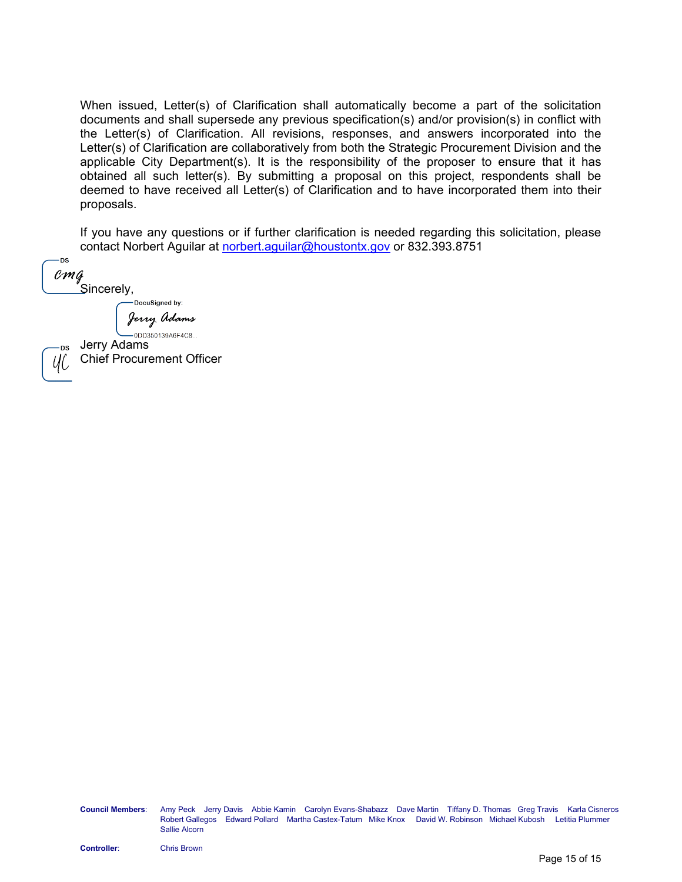When issued, Letter(s) of Clarification shall automatically become a part of the solicitation documents and shall supersede any previous specification(s) and/or provision(s) in conflict with the Letter(s) of Clarification. All revisions, responses, and answers incorporated into the Letter(s) of Clarification are collaboratively from both the Strategic Procurement Division and the applicable City Department(s). It is the responsibility of the proposer to ensure that it has obtained all such letter(s). By submitting a proposal on this project, respondents shall be deemed to have received all Letter(s) of Clarification and to have incorporated them into their proposals.

If you have any questions or if further clarification is needed regarding this solicitation, please contact Norbert Aguilar at norbert.aguilar@houstontx.gov or 832.393.8751

DS
cmg

Sincerely,

DocuSigned by:
Jerry Adams
0DD350139A6F4C8...

DS
YC

Jerry Adams
Chief Procurement Officer

**Council Members**: Amy Peck Jerry Davis Abbie Kamin Carolyn Evans-Shabazz Dave Martin Tiffany D. Thomas Greg Travis Karla Cisneros Robert Gallegos Edward Pollard Martha Castex-Tatum Mike Knox David W. Robinson Michael Kubosh Letitia Plummer Sallie Alcorn

**Controller**: Chris Brown